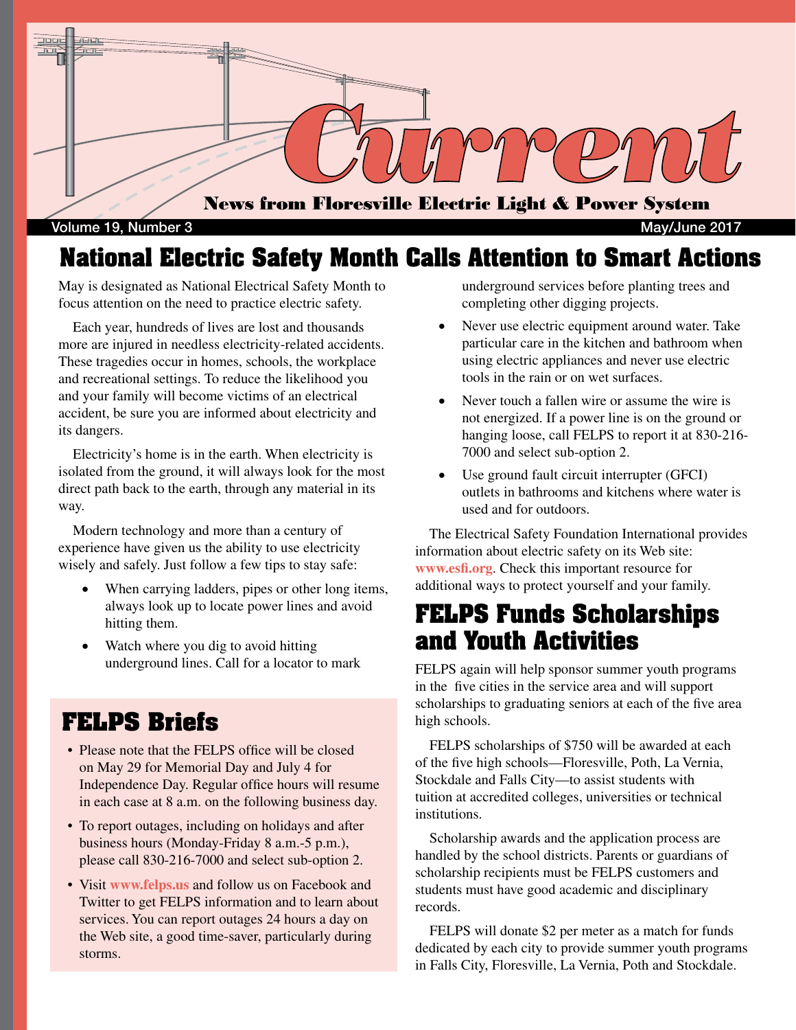# Current

News from Floresville Electric Light & Power System

Volume 19, Number 3 May/June 2017

## National Electric Safety Month Calls Attention to Smart Actions

May is designated as National Electrical Safety Month to focus attention on the need to practice electric safety.

Each year, hundreds of lives are lost and thousands more are injured in needless electricity-related accidents. These tragedies occur in homes, schools, the workplace and recreational settings. To reduce the likelihood you and your family will become victims of an electrical accident, be sure you are informed about electricity and its dangers.

Electricity's home is in the earth. When electricity is isolated from the ground, it will always look for the most direct path back to the earth, through any material in its way.

Modern technology and more than a century of experience have given us the ability to use electricity wisely and safely. Just follow a few tips to stay safe:

- When carrying ladders, pipes or other long items, always look up to locate power lines and avoid hitting them.
- Watch where you dig to avoid hitting underground lines. Call for a locator to mark underground services before planting trees and completing other digging projects.
- Never use electric equipment around water. Take particular care in the kitchen and bathroom when using electric appliances and never use electric tools in the rain or on wet surfaces.
- Never touch a fallen wire or assume the wire is not energized. If a power line is on the ground or hanging loose, call FELPS to report it at 830-216-7000 and select sub-option 2.
- Use ground fault circuit interrupter (GFCI) outlets in bathrooms and kitchens where water is used and for outdoors.

The Electrical Safety Foundation International provides information about electric safety on its Web site: www.esfi.org. Check this important resource for additional ways to protect yourself and your family.

## FELPS Briefs

- Please note that the FELPS office will be closed on May 29 for Memorial Day and July 4 for Independence Day. Regular office hours will resume in each case at 8 a.m. on the following business day.
- To report outages, including on holidays and after business hours (Monday-Friday 8 a.m.-5 p.m.), please call 830-216-7000 and select sub-option 2.
- Visit www.felps.us and follow us on Facebook and Twitter to get FELPS information and to learn about services. You can report outages 24 hours a day on the Web site, a good time-saver, particularly during storms.

## FELPS Funds Scholarships and Youth Activities

FELPS again will help sponsor summer youth programs in the five cities in the service area and will support scholarships to graduating seniors at each of the five area high schools.

FELPS scholarships of $750 will be awarded at each of the five high schools—Floresville, Poth, La Vernia, Stockdale and Falls City—to assist students with tuition at accredited colleges, universities or technical institutions.

Scholarship awards and the application process are handled by the school districts. Parents or guardians of scholarship recipients must be FELPS customers and students must have good academic and disciplinary records.

FELPS will donate $2 per meter as a match for funds dedicated by each city to provide summer youth programs in Falls City, Floresville, La Vernia, Poth and Stockdale.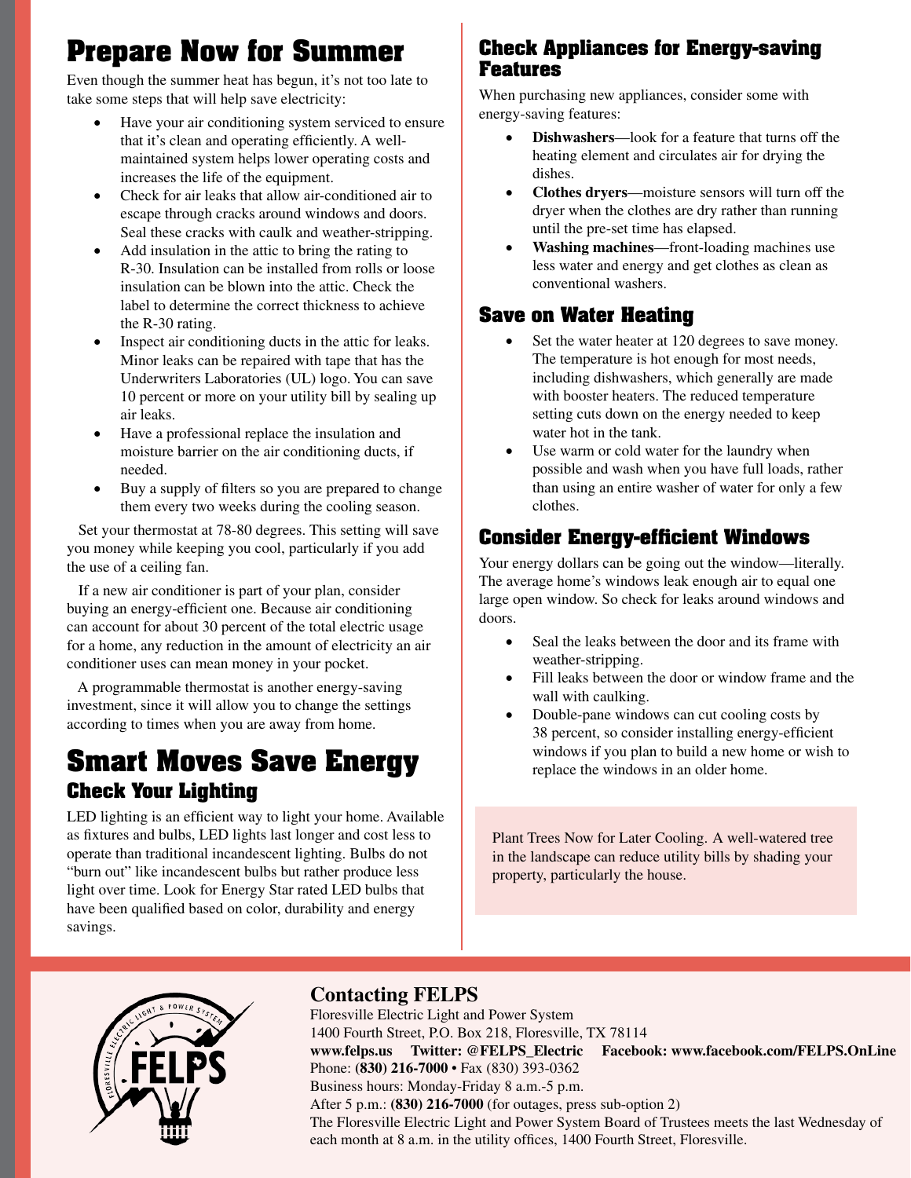# Prepare Now for Summer

Even though the summer heat has begun, it's not too late to take some steps that will help save electricity:

- Have your air conditioning system serviced to ensure that it's clean and operating efficiently. A well-maintained system helps lower operating costs and increases the life of the equipment.
- Check for air leaks that allow air-conditioned air to escape through cracks around windows and doors. Seal these cracks with caulk and weather-stripping.
- Add insulation in the attic to bring the rating to R-30. Insulation can be installed from rolls or loose insulation can be blown into the attic. Check the label to determine the correct thickness to achieve the R-30 rating.
- Inspect air conditioning ducts in the attic for leaks. Minor leaks can be repaired with tape that has the Underwriters Laboratories (UL) logo. You can save 10 percent or more on your utility bill by sealing up air leaks.
- Have a professional replace the insulation and moisture barrier on the air conditioning ducts, if needed.
- Buy a supply of filters so you are prepared to change them every two weeks during the cooling season.

Set your thermostat at 78-80 degrees. This setting will save you money while keeping you cool, particularly if you add the use of a ceiling fan.

If a new air conditioner is part of your plan, consider buying an energy-efficient one. Because air conditioning can account for about 30 percent of the total electric usage for a home, any reduction in the amount of electricity an air conditioner uses can mean money in your pocket.

A programmable thermostat is another energy-saving investment, since it will allow you to change the settings according to times when you are away from home.

# Smart Moves Save Energy

## Check Your Lighting

LED lighting is an efficient way to light your home. Available as fixtures and bulbs, LED lights last longer and cost less to operate than traditional incandescent lighting. Bulbs do not "burn out" like incandescent bulbs but rather produce less light over time. Look for Energy Star rated LED bulbs that have been qualified based on color, durability and energy savings.

## Check Appliances for Energy-saving Features

When purchasing new appliances, consider some with energy-saving features:

- **Dishwashers**—look for a feature that turns off the heating element and circulates air for drying the dishes.
- **Clothes dryers**—moisture sensors will turn off the dryer when the clothes are dry rather than running until the pre-set time has elapsed.
- **Washing machines**—front-loading machines use less water and energy and get clothes as clean as conventional washers.

## Save on Water Heating

- Set the water heater at 120 degrees to save money. The temperature is hot enough for most needs, including dishwashers, which generally are made with booster heaters. The reduced temperature setting cuts down on the energy needed to keep water hot in the tank.
- Use warm or cold water for the laundry when possible and wash when you have full loads, rather than using an entire washer of water for only a few clothes.

## Consider Energy-efficient Windows

Your energy dollars can be going out the window—literally. The average home's windows leak enough air to equal one large open window. So check for leaks around windows and doors.

- Seal the leaks between the door and its frame with weather-stripping.
- Fill leaks between the door or window frame and the wall with caulking.
- Double-pane windows can cut cooling costs by 38 percent, so consider installing energy-efficient windows if you plan to build a new home or wish to replace the windows in an older home.

Plant Trees Now for Later Cooling. A well-watered tree in the landscape can reduce utility bills by shading your property, particularly the house.

## Contacting FELPS

Floresville Electric Light and Power System
1400 Fourth Street, P.O. Box 218, Floresville, TX 78114
**www.felps.us** **Twitter: @FELPS_Electric** **Facebook: www.facebook.com/FELPS.OnLine**
Phone: **(830) 216-7000** • Fax (830) 393-0362
Business hours: Monday-Friday 8 a.m.-5 p.m.
After 5 p.m.: **(830) 216-7000** (for outages, press sub-option 2)
The Floresville Electric Light and Power System Board of Trustees meets the last Wednesday of each month at 8 a.m. in the utility offices, 1400 Fourth Street, Floresville.